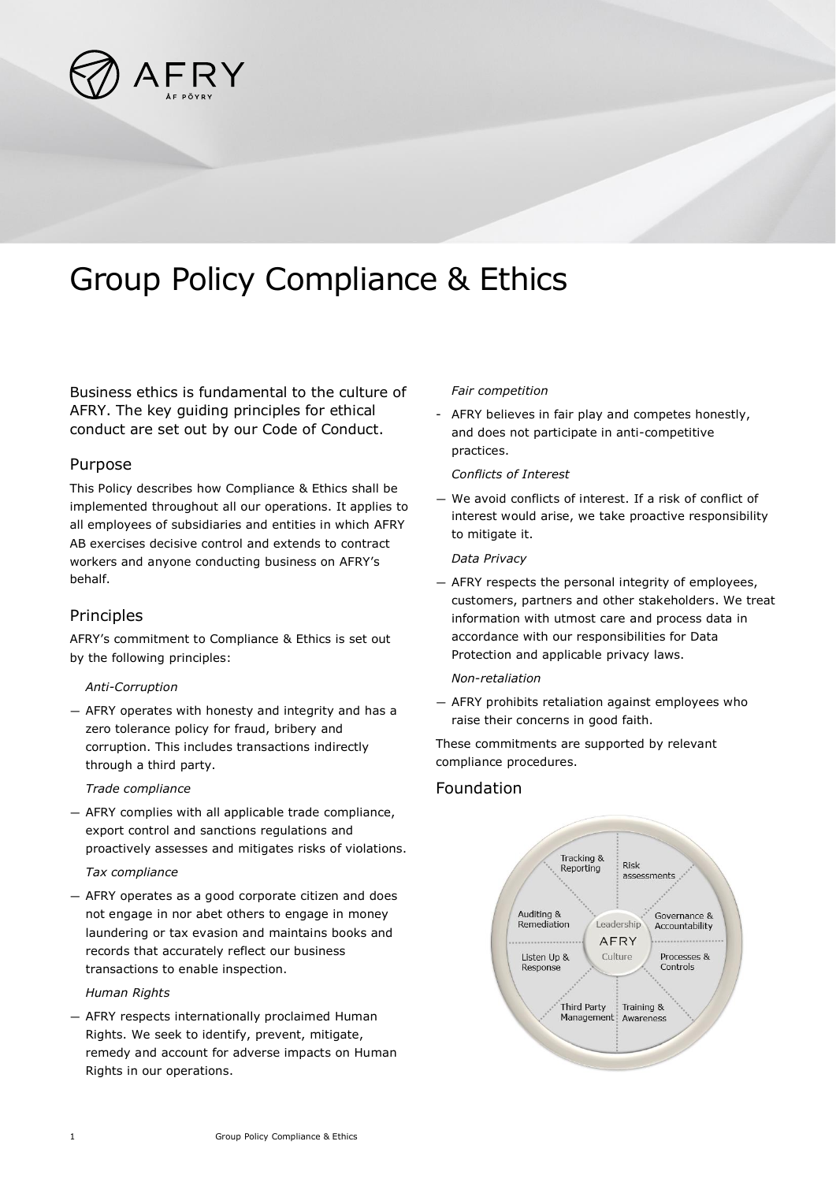# Group Policy Compliance & Ethics

Business ethics is fundamental to the culture of AFRY. The key guiding principles for ethical conduct are set out by our Code of Conduct.

## Purpose

This Policy describes how Compliance & Ethics shall be implemented throughout all our operations. It applies to all employees of subsidiaries and entities in which AFRY AB exercises decisive control and extends to contract workers and anyone conducting business on AFRY's behalf.

## Principles

AFRY's commitment to Compliance & Ethics is set out by the following principles:

*Anti-Corruption*

— AFRY operates with honesty and integrity and has a zero tolerance policy for fraud, bribery and corruption. This includes transactions indirectly through a third party.

*Trade compliance*

— AFRY complies with all applicable trade compliance, export control and sanctions regulations and proactively assesses and mitigates risks of violations.

*Tax compliance*

— AFRY operates as a good corporate citizen and does not engage in nor abet others to engage in money laundering or tax evasion and maintains books and records that accurately reflect our business transactions to enable inspection.

*Human Rights*

— AFRY respects internationally proclaimed Human Rights. We seek to identify, prevent, mitigate, remedy and account for adverse impacts on Human Rights in our operations.

*Fair competition*

- AFRY believes in fair play and competes honestly, and does not participate in anti-competitive practices.

*Conflicts of Interest*

— We avoid conflicts of interest. If a risk of conflict of interest would arise, we take proactive responsibility to mitigate it.

*Data Privacy*

— AFRY respects the personal integrity of employees, customers, partners and other stakeholders. We treat information with utmost care and process data in accordance with our responsibilities for Data Protection and applicable privacy laws.

*Non-retaliation*

— AFRY prohibits retaliation against employees who raise their concerns in good faith.

These commitments are supported by relevant compliance procedures.

## Foundation

Tracking & Reporting | Risk assessments | Governance & Accountability | Processes & Controls | Training & Awareness | Third Party Management | Listen Up & Response | Auditing & Remediation

Leadership — AFRY — Culture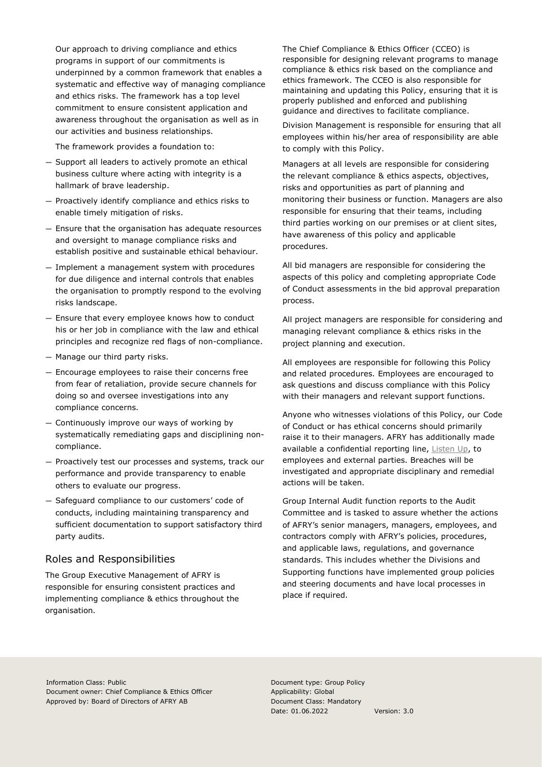Our approach to driving compliance and ethics programs in support of our commitments is underpinned by a common framework that enables a systematic and effective way of managing compliance and ethics risks. The framework has a top level commitment to ensure consistent application and awareness throughout the organisation as well as in our activities and business relationships.

The framework provides a foundation to:

- Support all leaders to actively promote an ethical business culture where acting with integrity is a hallmark of brave leadership.
- Proactively identify compliance and ethics risks to enable timely mitigation of risks.
- Ensure that the organisation has adequate resources and oversight to manage compliance risks and establish positive and sustainable ethical behaviour.
- Implement a management system with procedures for due diligence and internal controls that enables the organisation to promptly respond to the evolving risks landscape.
- Ensure that every employee knows how to conduct his or her job in compliance with the law and ethical principles and recognize red flags of non-compliance.
- Manage our third party risks.
- Encourage employees to raise their concerns free from fear of retaliation, provide secure channels for doing so and oversee investigations into any compliance concerns.
- Continuously improve our ways of working by systematically remediating gaps and disciplining non-compliance.
- Proactively test our processes and systems, track our performance and provide transparency to enable others to evaluate our progress.
- Safeguard compliance to our customers' code of conducts, including maintaining transparency and sufficient documentation to support satisfactory third party audits.

## Roles and Responsibilities

The Group Executive Management of AFRY is responsible for ensuring consistent practices and implementing compliance & ethics throughout the organisation.

The Chief Compliance & Ethics Officer (CCEO) is responsible for designing relevant programs to manage compliance & ethics risk based on the compliance and ethics framework. The CCEO is also responsible for maintaining and updating this Policy, ensuring that it is properly published and enforced and publishing guidance and directives to facilitate compliance.

Division Management is responsible for ensuring that all employees within his/her area of responsibility are able to comply with this Policy.

Managers at all levels are responsible for considering the relevant compliance & ethics aspects, objectives, risks and opportunities as part of planning and monitoring their business or function. Managers are also responsible for ensuring that their teams, including third parties working on our premises or at client sites, have awareness of this policy and applicable procedures.

All bid managers are responsible for considering the aspects of this policy and completing appropriate Code of Conduct assessments in the bid approval preparation process.

All project managers are responsible for considering and managing relevant compliance & ethics risks in the project planning and execution.

All employees are responsible for following this Policy and related procedures. Employees are encouraged to ask questions and discuss compliance with this Policy with their managers and relevant support functions.

Anyone who witnesses violations of this Policy, our Code of Conduct or has ethical concerns should primarily raise it to their managers. AFRY has additionally made available a confidential reporting line, Listen Up, to employees and external parties. Breaches will be investigated and appropriate disciplinary and remedial actions will be taken.

Group Internal Audit function reports to the Audit Committee and is tasked to assure whether the actions of AFRY's senior managers, managers, employees, and contractors comply with AFRY's policies, procedures, and applicable laws, regulations, and governance standards. This includes whether the Divisions and Supporting functions have implemented group policies and steering documents and have local processes in place if required.